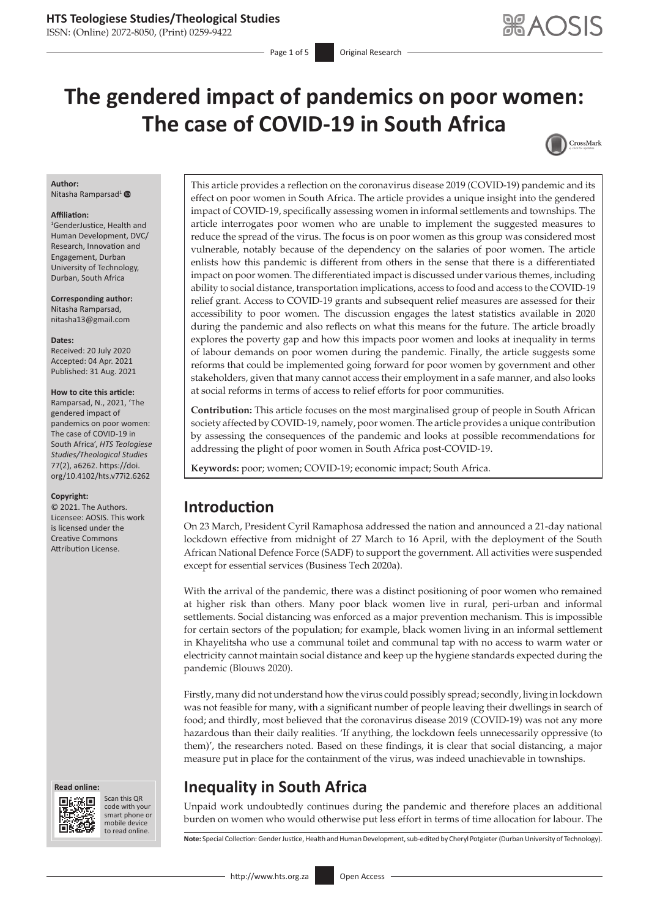# The gendered impact of pandemics on poor women: The case of COVID-19 in South Africa

**Author:**
Nitasha Ramparsad[1]

**Affiliation:**
[1]GenderJustice, Health and Human Development, DVC/Research, Innovation and Engagement, Durban University of Technology, Durban, South Africa

**Corresponding author:**
Nitasha Ramparsad,
nitasha13@gmail.com

**Dates:**
Received: 20 July 2020
Accepted: 04 Apr. 2021
Published: 31 Aug. 2021

**How to cite this article:**
Ramparsad, N., 2021, 'The gendered impact of pandemics on poor women: The case of COVID-19 in South Africa', *HTS Teologiese Studies/Theological Studies* 77(2), a6262. https://doi.org/10.4102/hts.v77i2.6262

**Copyright:**
© 2021. The Authors. Licensee: AOSIS. This work is licensed under the Creative Commons Attribution License.

This article provides a reflection on the coronavirus disease 2019 (COVID-19) pandemic and its effect on poor women in South Africa. The article provides a unique insight into the gendered impact of COVID-19, specifically assessing women in informal settlements and townships. The article interrogates poor women who are unable to implement the suggested measures to reduce the spread of the virus. The focus is on poor women as this group was considered most vulnerable, notably because of the dependency on the salaries of poor women. The article enlists how this pandemic is different from others in the sense that there is a differentiated impact on poor women. The differentiated impact is discussed under various themes, including ability to social distance, transportation implications, access to food and access to the COVID-19 relief grant. Access to COVID-19 grants and subsequent relief measures are assessed for their accessibility to poor women. The discussion engages the latest statistics available in 2020 during the pandemic and also reflects on what this means for the future. The article broadly explores the poverty gap and how this impacts poor women and looks at inequality in terms of labour demands on poor women during the pandemic. Finally, the article suggests some reforms that could be implemented going forward for poor women by government and other stakeholders, given that many cannot access their employment in a safe manner, and also looks at social reforms in terms of access to relief efforts for poor communities.

**Contribution:** This article focuses on the most marginalised group of people in South African society affected by COVID-19, namely, poor women. The article provides a unique contribution by assessing the consequences of the pandemic and looks at possible recommendations for addressing the plight of poor women in South Africa post-COVID-19.

**Keywords:** poor; women; COVID-19; economic impact; South Africa.

## Introduction

On 23 March, President Cyril Ramaphosa addressed the nation and announced a 21-day national lockdown effective from midnight of 27 March to 16 April, with the deployment of the South African National Defence Force (SADF) to support the government. All activities were suspended except for essential services (Business Tech 2020a).

With the arrival of the pandemic, there was a distinct positioning of poor women who remained at higher risk than others. Many poor black women live in rural, peri-urban and informal settlements. Social distancing was enforced as a major prevention mechanism. This is impossible for certain sectors of the population; for example, black women living in an informal settlement in Khayelitsha who use a communal toilet and communal tap with no access to warm water or electricity cannot maintain social distance and keep up the hygiene standards expected during the pandemic (Blouws 2020).

Firstly, many did not understand how the virus could possibly spread; secondly, living in lockdown was not feasible for many, with a significant number of people leaving their dwellings in search of food; and thirdly, most believed that the coronavirus disease 2019 (COVID-19) was not any more hazardous than their daily realities. 'If anything, the lockdown feels unnecessarily oppressive (to them)', the researchers noted. Based on these findings, it is clear that social distancing, a major measure put in place for the containment of the virus, was indeed unachievable in townships.

## Inequality in South Africa

Unpaid work undoubtedly continues during the pandemic and therefore places an additional burden on women who would otherwise put less effort in terms of time allocation for labour. The

**Note:** Special Collection: Gender Justice, Health and Human Development, sub-edited by Cheryl Potgieter (Durban University of Technology).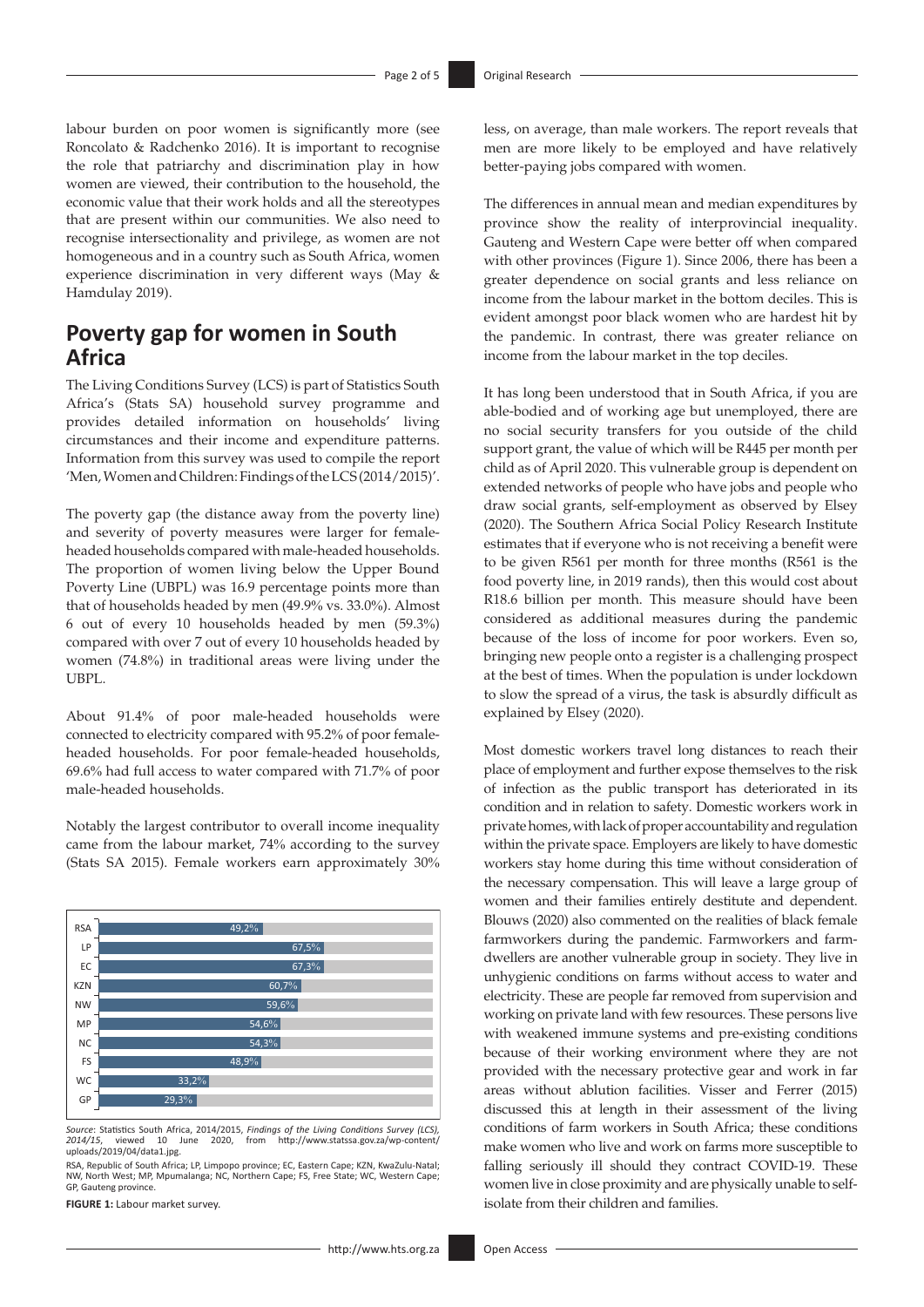labour burden on poor women is significantly more (see Roncolato & Radchenko 2016). It is important to recognise the role that patriarchy and discrimination play in how women are viewed, their contribution to the household, the economic value that their work holds and all the stereotypes that are present within our communities. We also need to recognise intersectionality and privilege, as women are not homogeneous and in a country such as South Africa, women experience discrimination in very different ways (May & Hamdulay 2019).

## Poverty gap for women in South Africa

The Living Conditions Survey (LCS) is part of Statistics South Africa's (Stats SA) household survey programme and provides detailed information on households' living circumstances and their income and expenditure patterns. Information from this survey was used to compile the report 'Men, Women and Children: Findings of the LCS (2014/2015)'.

The poverty gap (the distance away from the poverty line) and severity of poverty measures were larger for female-headed households compared with male-headed households. The proportion of women living below the Upper Bound Poverty Line (UBPL) was 16.9 percentage points more than that of households headed by men (49.9% vs. 33.0%). Almost 6 out of every 10 households headed by men (59.3%) compared with over 7 out of every 10 households headed by women (74.8%) in traditional areas were living under the UBPL.

About 91.4% of poor male-headed households were connected to electricity compared with 95.2% of poor female-headed households. For poor female-headed households, 69.6% had full access to water compared with 71.7% of poor male-headed households.

Notably the largest contributor to overall income inequality came from the labour market, 74% according to the survey (Stats SA 2015). Female workers earn approximately 30%

| Province | % |
|---|---|
| RSA | 49,2% |
| LP | 67,5% |
| EC | 67,3% |
| KZN | 60,7% |
| NW | 59,6% |
| MP | 54,6% |
| NC | 54,3% |
| FS | 48,9% |
| WC | 33,2% |
| GP | 29,3% |

*Source*: Statistics South Africa, 2014/2015, *Findings of the Living Conditions Survey (LCS), 2014/15*, viewed 10 June 2020, from http://www.statssa.gov.za/wp-content/uploads/2019/04/data1.jpg.

RSA, Republic of South Africa; LP, Limpopo province; EC, Eastern Cape; KZN, KwaZulu-Natal; NW, North West; MP, Mpumalanga; NC, Northern Cape; FS, Free State; WC, Western Cape; GP, Gauteng province.

**FIGURE 1:** Labour market survey.

less, on average, than male workers. The report reveals that men are more likely to be employed and have relatively better-paying jobs compared with women.

The differences in annual mean and median expenditures by province show the reality of interprovincial inequality. Gauteng and Western Cape were better off when compared with other provinces (Figure 1). Since 2006, there has been a greater dependence on social grants and less reliance on income from the labour market in the bottom deciles. This is evident amongst poor black women who are hardest hit by the pandemic. In contrast, there was greater reliance on income from the labour market in the top deciles.

It has long been understood that in South Africa, if you are able-bodied and of working age but unemployed, there are no social security transfers for you outside of the child support grant, the value of which will be R445 per month per child as of April 2020. This vulnerable group is dependent on extended networks of people who have jobs and people who draw social grants, self-employment as observed by Elsey (2020). The Southern Africa Social Policy Research Institute estimates that if everyone who is not receiving a benefit were to be given R561 per month for three months (R561 is the food poverty line, in 2019 rands), then this would cost about R18.6 billion per month. This measure should have been considered as additional measures during the pandemic because of the loss of income for poor workers. Even so, bringing new people onto a register is a challenging prospect at the best of times. When the population is under lockdown to slow the spread of a virus, the task is absurdly difficult as explained by Elsey (2020).

Most domestic workers travel long distances to reach their place of employment and further expose themselves to the risk of infection as the public transport has deteriorated in its condition and in relation to safety. Domestic workers work in private homes, with lack of proper accountability and regulation within the private space. Employers are likely to have domestic workers stay home during this time without consideration of the necessary compensation. This will leave a large group of women and their families entirely destitute and dependent. Blouws (2020) also commented on the realities of black female farmworkers during the pandemic. Farmworkers and farm-dwellers are another vulnerable group in society. They live in unhygienic conditions on farms without access to water and electricity. These are people far removed from supervision and working on private land with few resources. These persons live with weakened immune systems and pre-existing conditions because of their working environment where they are not provided with the necessary protective gear and work in far areas without ablution facilities. Visser and Ferrer (2015) discussed this at length in their assessment of the living conditions of farm workers in South Africa; these conditions make women who live and work on farms more susceptible to falling seriously ill should they contract COVID-19. These women live in close proximity and are physically unable to self-isolate from their children and families.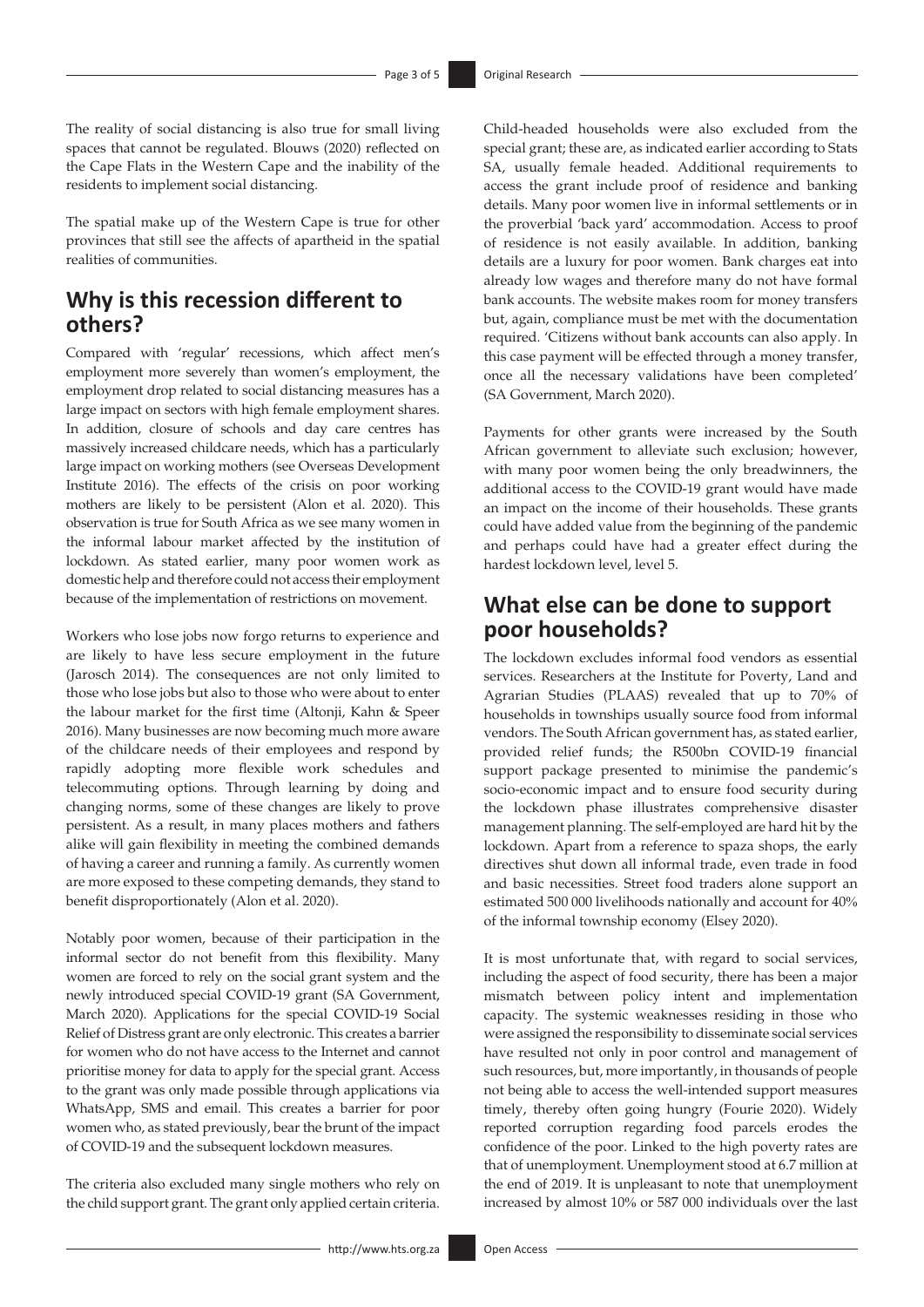The reality of social distancing is also true for small living spaces that cannot be regulated. Blouws (2020) reflected on the Cape Flats in the Western Cape and the inability of the residents to implement social distancing.

The spatial make up of the Western Cape is true for other provinces that still see the affects of apartheid in the spatial realities of communities.

## Why is this recession different to others?

Compared with 'regular' recessions, which affect men's employment more severely than women's employment, the employment drop related to social distancing measures has a large impact on sectors with high female employment shares. In addition, closure of schools and day care centres has massively increased childcare needs, which has a particularly large impact on working mothers (see Overseas Development Institute 2016). The effects of the crisis on poor working mothers are likely to be persistent (Alon et al. 2020). This observation is true for South Africa as we see many women in the informal labour market affected by the institution of lockdown. As stated earlier, many poor women work as domestic help and therefore could not access their employment because of the implementation of restrictions on movement.

Workers who lose jobs now forgo returns to experience and are likely to have less secure employment in the future (Jarosch 2014). The consequences are not only limited to those who lose jobs but also to those who were about to enter the labour market for the first time (Altonji, Kahn & Speer 2016). Many businesses are now becoming much more aware of the childcare needs of their employees and respond by rapidly adopting more flexible work schedules and telecommuting options. Through learning by doing and changing norms, some of these changes are likely to prove persistent. As a result, in many places mothers and fathers alike will gain flexibility in meeting the combined demands of having a career and running a family. As currently women are more exposed to these competing demands, they stand to benefit disproportionately (Alon et al. 2020).

Notably poor women, because of their participation in the informal sector do not benefit from this flexibility. Many women are forced to rely on the social grant system and the newly introduced special COVID-19 grant (SA Government, March 2020). Applications for the special COVID-19 Social Relief of Distress grant are only electronic. This creates a barrier for women who do not have access to the Internet and cannot prioritise money for data to apply for the special grant. Access to the grant was only made possible through applications via WhatsApp, SMS and email. This creates a barrier for poor women who, as stated previously, bear the brunt of the impact of COVID-19 and the subsequent lockdown measures.

The criteria also excluded many single mothers who rely on the child support grant. The grant only applied certain criteria. Child-headed households were also excluded from the special grant; these are, as indicated earlier according to Stats SA, usually female headed. Additional requirements to access the grant include proof of residence and banking details. Many poor women live in informal settlements or in the proverbial 'back yard' accommodation. Access to proof of residence is not easily available. In addition, banking details are a luxury for poor women. Bank charges eat into already low wages and therefore many do not have formal bank accounts. The website makes room for money transfers but, again, compliance must be met with the documentation required. 'Citizens without bank accounts can also apply. In this case payment will be effected through a money transfer, once all the necessary validations have been completed' (SA Government, March 2020).

Payments for other grants were increased by the South African government to alleviate such exclusion; however, with many poor women being the only breadwinners, the additional access to the COVID-19 grant would have made an impact on the income of their households. These grants could have added value from the beginning of the pandemic and perhaps could have had a greater effect during the hardest lockdown level, level 5.

## What else can be done to support poor households?

The lockdown excludes informal food vendors as essential services. Researchers at the Institute for Poverty, Land and Agrarian Studies (PLAAS) revealed that up to 70% of households in townships usually source food from informal vendors. The South African government has, as stated earlier, provided relief funds; the R500bn COVID-19 financial support package presented to minimise the pandemic's socio-economic impact and to ensure food security during the lockdown phase illustrates comprehensive disaster management planning. The self-employed are hard hit by the lockdown. Apart from a reference to spaza shops, the early directives shut down all informal trade, even trade in food and basic necessities. Street food traders alone support an estimated 500 000 livelihoods nationally and account for 40% of the informal township economy (Elsey 2020).

It is most unfortunate that, with regard to social services, including the aspect of food security, there has been a major mismatch between policy intent and implementation capacity. The systemic weaknesses residing in those who were assigned the responsibility to disseminate social services have resulted not only in poor control and management of such resources, but, more importantly, in thousands of people not being able to access the well-intended support measures timely, thereby often going hungry (Fourie 2020). Widely reported corruption regarding food parcels erodes the confidence of the poor. Linked to the high poverty rates are that of unemployment. Unemployment stood at 6.7 million at the end of 2019. It is unpleasant to note that unemployment increased by almost 10% or 587 000 individuals over the last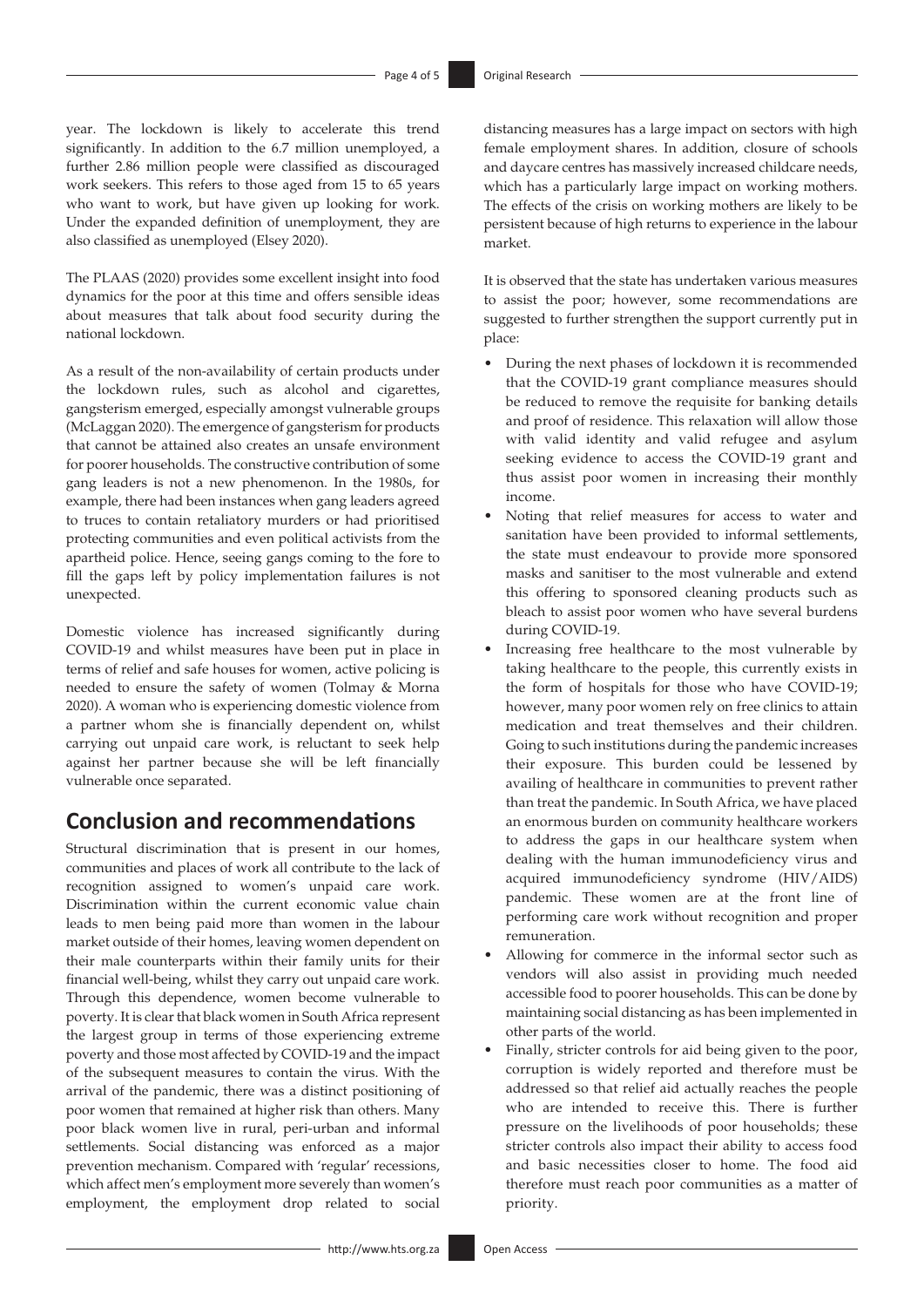year. The lockdown is likely to accelerate this trend significantly. In addition to the 6.7 million unemployed, a further 2.86 million people were classified as discouraged work seekers. This refers to those aged from 15 to 65 years who want to work, but have given up looking for work. Under the expanded definition of unemployment, they are also classified as unemployed (Elsey 2020).

The PLAAS (2020) provides some excellent insight into food dynamics for the poor at this time and offers sensible ideas about measures that talk about food security during the national lockdown.

As a result of the non-availability of certain products under the lockdown rules, such as alcohol and cigarettes, gangsterism emerged, especially amongst vulnerable groups (McLaggan 2020). The emergence of gangsterism for products that cannot be attained also creates an unsafe environment for poorer households. The constructive contribution of some gang leaders is not a new phenomenon. In the 1980s, for example, there had been instances when gang leaders agreed to truces to contain retaliatory murders or had prioritised protecting communities and even political activists from the apartheid police. Hence, seeing gangs coming to the fore to fill the gaps left by policy implementation failures is not unexpected.

Domestic violence has increased significantly during COVID-19 and whilst measures have been put in place in terms of relief and safe houses for women, active policing is needed to ensure the safety of women (Tolmay & Morna 2020). A woman who is experiencing domestic violence from a partner whom she is financially dependent on, whilst carrying out unpaid care work, is reluctant to seek help against her partner because she will be left financially vulnerable once separated.

## Conclusion and recommendations

Structural discrimination that is present in our homes, communities and places of work all contribute to the lack of recognition assigned to women's unpaid care work. Discrimination within the current economic value chain leads to men being paid more than women in the labour market outside of their homes, leaving women dependent on their male counterparts within their family units for their financial well-being, whilst they carry out unpaid care work. Through this dependence, women become vulnerable to poverty. It is clear that black women in South Africa represent the largest group in terms of those experiencing extreme poverty and those most affected by COVID-19 and the impact of the subsequent measures to contain the virus. With the arrival of the pandemic, there was a distinct positioning of poor women that remained at higher risk than others. Many poor black women live in rural, peri-urban and informal settlements. Social distancing was enforced as a major prevention mechanism. Compared with 'regular' recessions, which affect men's employment more severely than women's employment, the employment drop related to social distancing measures has a large impact on sectors with high female employment shares. In addition, closure of schools and daycare centres has massively increased childcare needs, which has a particularly large impact on working mothers. The effects of the crisis on working mothers are likely to be persistent because of high returns to experience in the labour market.

It is observed that the state has undertaken various measures to assist the poor; however, some recommendations are suggested to further strengthen the support currently put in place:

- During the next phases of lockdown it is recommended that the COVID-19 grant compliance measures should be reduced to remove the requisite for banking details and proof of residence. This relaxation will allow those with valid identity and valid refugee and asylum seeking evidence to access the COVID-19 grant and thus assist poor women in increasing their monthly income.
- Noting that relief measures for access to water and sanitation have been provided to informal settlements, the state must endeavour to provide more sponsored masks and sanitiser to the most vulnerable and extend this offering to sponsored cleaning products such as bleach to assist poor women who have several burdens during COVID-19.
- Increasing free healthcare to the most vulnerable by taking healthcare to the people, this currently exists in the form of hospitals for those who have COVID-19; however, many poor women rely on free clinics to attain medication and treat themselves and their children. Going to such institutions during the pandemic increases their exposure. This burden could be lessened by availing of healthcare in communities to prevent rather than treat the pandemic. In South Africa, we have placed an enormous burden on community healthcare workers to address the gaps in our healthcare system when dealing with the human immunodeficiency virus and acquired immunodeficiency syndrome (HIV/AIDS) pandemic. These women are at the front line of performing care work without recognition and proper remuneration.
- Allowing for commerce in the informal sector such as vendors will also assist in providing much needed accessible food to poorer households. This can be done by maintaining social distancing as has been implemented in other parts of the world.
- Finally, stricter controls for aid being given to the poor, corruption is widely reported and therefore must be addressed so that relief aid actually reaches the people who are intended to receive this. There is further pressure on the livelihoods of poor households; these stricter controls also impact their ability to access food and basic necessities closer to home. The food aid therefore must reach poor communities as a matter of priority.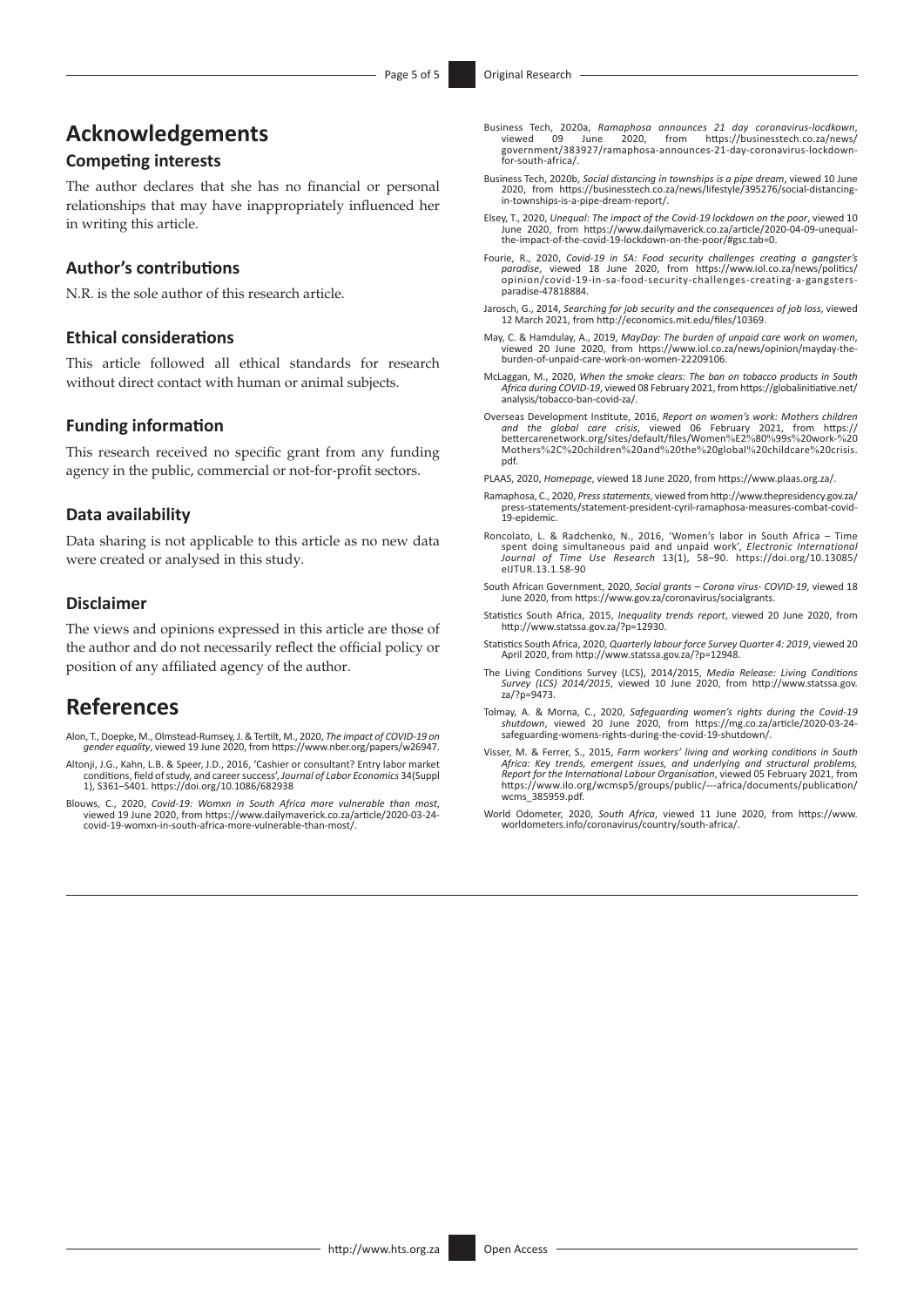# Acknowledgements

## Competing interests

The author declares that she has no financial or personal relationships that may have inappropriately influenced her in writing this article.

## Author's contributions

N.R. is the sole author of this research article.

## Ethical considerations

This article followed all ethical standards for research without direct contact with human or animal subjects.

## Funding information

This research received no specific grant from any funding agency in the public, commercial or not-for-profit sectors.

## Data availability

Data sharing is not applicable to this article as no new data were created or analysed in this study.

## Disclaimer

The views and opinions expressed in this article are those of the author and do not necessarily reflect the official policy or position of any affiliated agency of the author.

# References

Alon, T., Doepke, M., Olmstead-Rumsey, J. & Tertilt, M., 2020, *The impact of COVID-19 on gender equality*, viewed 19 June 2020, from https://www.nber.org/papers/w26947.

Altonji, J.G., Kahn, L.B. & Speer, J.D., 2016, 'Cashier or consultant? Entry labor market conditions, field of study, and career success', *Journal of Labor Economics* 34(Suppl 1), S361–S401. https://doi.org/10.1086/682938

Blouws, C., 2020, *Covid-19: Womxn in South Africa more vulnerable than most*, viewed 19 June 2020, from https://www.dailymaverick.co.za/article/2020-03-24-covid-19-womxn-in-south-africa-more-vulnerable-than-most/.

Business Tech, 2020a, *Ramaphosa announces 21 day coronavirus-locdkown*, viewed 09 June 2020, from https://businesstech.co.za/news/government/383927/ramaphosa-announces-21-day-coronavirus-lockdown-for-south-africa/.

Business Tech, 2020b, *Social distancing in townships is a pipe dream*, viewed 10 June 2020, from https://businesstech.co.za/news/lifestyle/395276/social-distancing-in-townships-is-a-pipe-dream-report/.

Elsey, T., 2020, *Unequal: The impact of the Covid-19 lockdown on the poor*, viewed 10 June 2020, from https://www.dailymaverick.co.za/article/2020-04-09-unequal-the-impact-of-the-covid-19-lockdown-on-the-poor/#gsc.tab=0.

Fourie, R., 2020, *Covid-19 in SA: Food security challenges creating a gangster's paradise*, viewed 18 June 2020, from https://www.iol.co.za/news/politics/opinion/covid-19-in-sa-food-security-challenges-creating-a-gangsters-paradise-47818884.

Jarosch, G., 2014, *Searching for job security and the consequences of job loss*, viewed 12 March 2021, from http://economics.mit.edu/files/10369.

May, C. & Hamdulay, A., 2019, *MayDay: The burden of unpaid care work on women*, viewed 20 June 2020, from https://www.iol.co.za/news/opinion/mayday-the-burden-of-unpaid-care-work-on-women-22209106.

McLaggan, M., 2020, *When the smoke clears: The ban on tobacco products in South Africa during COVID-19*, viewed 08 February 2021, from https://globalinitiative.net/analysis/tobacco-ban-covid-za/.

Overseas Development Institute, 2016, *Report on women's work: Mothers children and the global care crisis*, viewed 06 February 2021, from https://bettercarenetwork.org/sites/default/files/Women%E2%80%99s%20work-%20Mothers%2C%20children%20and%20the%20global%20childcare%20crisis.pdf.

PLAAS, 2020, *Homepage*, viewed 18 June 2020, from https://www.plaas.org.za/.

Ramaphosa, C., 2020, *Press statements*, viewed from http://www.thepresidency.gov.za/press-statements/statement-president-cyril-ramaphosa-measures-combat-covid-19-epidemic.

Roncolato, L. & Radchenko, N., 2016, 'Women's labor in South Africa – Time spent doing simultaneous paid and unpaid work', *Electronic International Journal of Time Use Research* 13(1), 58–90. https://doi.org/10.13085/eIJTUR.13.1.58-90

South African Government, 2020, *Social grants – Corona virus- COVID-19*, viewed 18 June 2020, from https://www.gov.za/coronavirus/socialgrants.

Statistics South Africa, 2015, *Inequality trends report*, viewed 20 June 2020, from http://www.statssa.gov.za/?p=12930.

Statistics South Africa, 2020, *Quarterly labour force Survey Quarter 4: 2019*, viewed 20 April 2020, from http://www.statssa.gov.za/?p=12948.

The Living Conditions Survey (LCS), 2014/2015, *Media Release: Living Conditions Survey (LCS) 2014/2015*, viewed 10 June 2020, from http://www.statssa.gov.za/?p=9473.

Tolmay, A. & Morna, C., 2020, *Safeguarding women's rights during the Covid-19 shutdown*, viewed 20 June 2020, from https://mg.co.za/article/2020-03-24-safeguarding-womens-rights-during-the-covid-19-shutdown/.

Visser, M. & Ferrer, S., 2015, *Farm workers' living and working conditions in South Africa: Key trends, emergent issues, and underlying and structural problems, Report for the International Labour Organisation*, viewed 05 February 2021, from https://www.ilo.org/wcmsp5/groups/public/---africa/documents/publication/wcms_385959.pdf.

World Odometer, 2020, *South Africa*, viewed 11 June 2020, from https://www.worldometers.info/coronavirus/country/south-africa/.